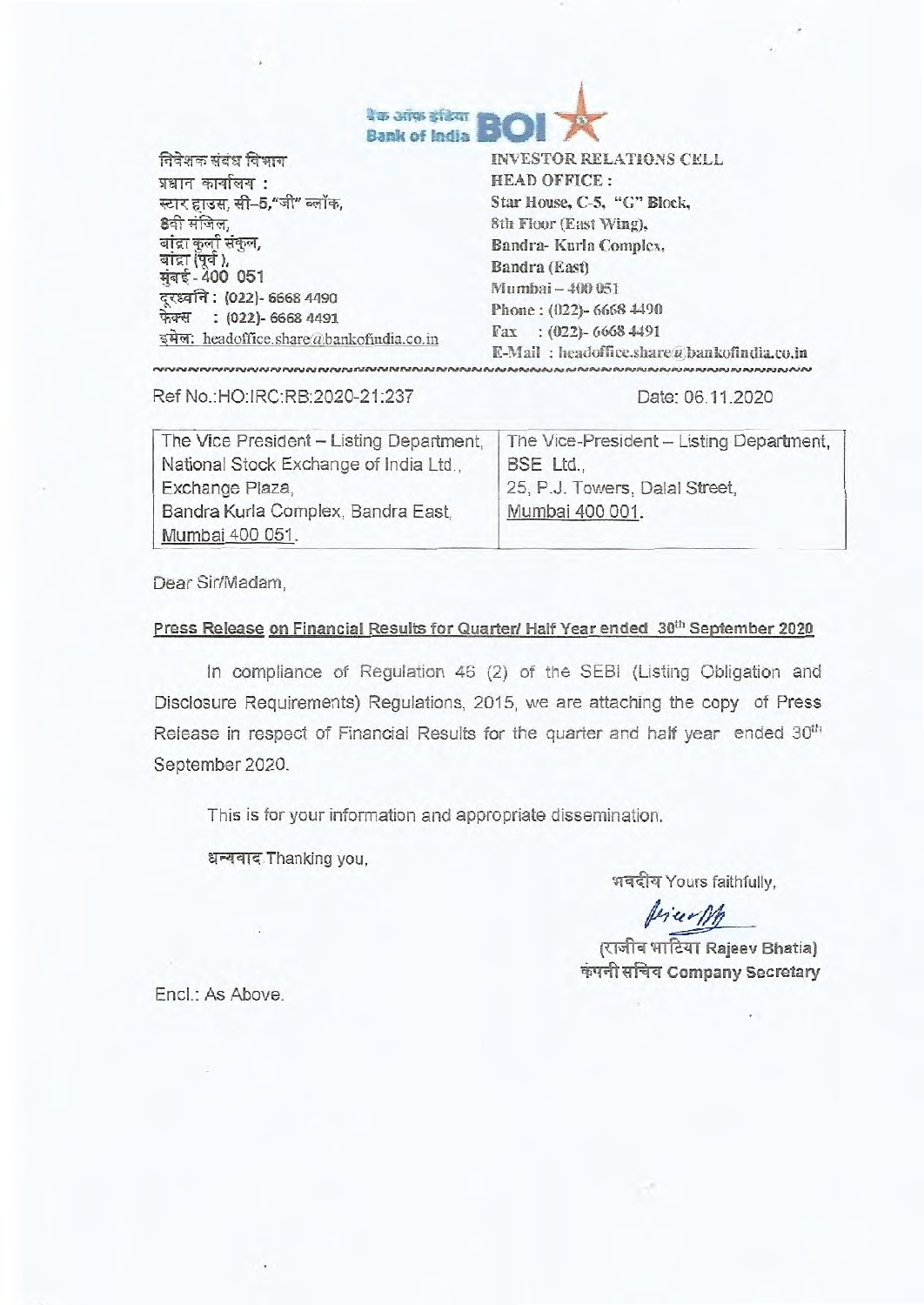बैंक ऑफ इंडिया Bank of India BOI

| | |
|---|---|
| निवेशक संबंध विभाग<br>प्रधान कार्यालय :<br>स्टार हाउस, सी–5,"जी" ब्लॉक,<br>8वी मंजिल,<br>बांद्रा कुर्ला संकुल,<br>बांद्रा (पूर्व ),<br>मुंबई - 400 051<br>दूरध्वनि : (022)- 6668 4490<br>फेक्स : (022)- 6668 4491<br>इमेल: headoffice.share@bankofindia.co.in | INVESTOR RELATIONS CELL<br>HEAD OFFICE :<br>Star House, C-5, "G" Block,<br>8th Floor (East Wing),<br>Bandra- Kurla Complex,<br>Bandra (East)<br>Mumbai – 400 051<br>Phone : (022)- 6668 4490<br>Fax : (022)- 6668 4491<br>E-Mail : headoffice.share@bankofindia.co.in |

Ref No.:HO:IRC:RB:2020-21:237

Date: 06.11.2020

| | |
|---|---|
| The Vice President – Listing Department,<br>National Stock Exchange of India Ltd.,<br>Exchange Plaza,<br>Bandra Kurla Complex, Bandra East,<br>Mumbai 400 051. | The Vice-President – Listing Department,<br>BSE Ltd.,<br>25, P.J. Towers, Dalal Street,<br>Mumbai 400 001. |

Dear Sir/Madam,

**Press Release on Financial Results for Quarter/ Half Year ended 30th September 2020**

In compliance of Regulation 46 (2) of the SEBI (Listing Obligation and Disclosure Requirements) Regulations, 2015, we are attaching the copy of Press Release in respect of Financial Results for the quarter and half year ended 30th September 2020.

This is for your information and appropriate dissemination.

धन्यवाद Thanking you,

भवदीय Yours faithfully,

(राजीव भाटिया Rajeev Bhatia)
कंपनी सचिव Company Secretary

Encl.: As Above.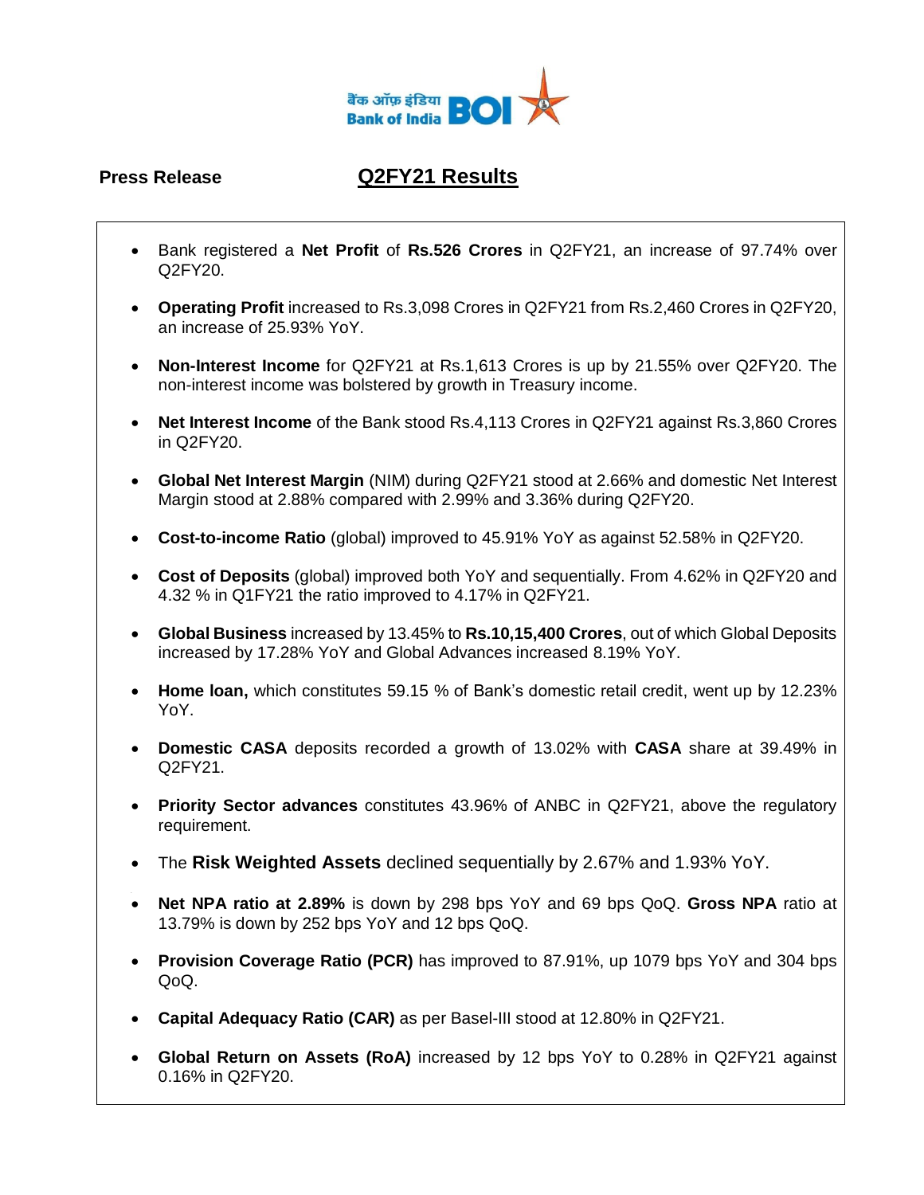**Press Release** 

## Q2FY21 Results

- Bank registered a **Net Profit** of **Rs.526 Crores** in Q2FY21, an increase of 97.74% over Q2FY20.
- **Operating Profit** increased to Rs.3,098 Crores in Q2FY21 from Rs.2,460 Crores in Q2FY20, an increase of 25.93% YoY.
- **Non-Interest Income** for Q2FY21 at Rs.1,613 Crores is up by 21.55% over Q2FY20. The non-interest income was bolstered by growth in Treasury income.
- **Net Interest Income** of the Bank stood Rs.4,113 Crores in Q2FY21 against Rs.3,860 Crores in Q2FY20.
- **Global Net Interest Margin** (NIM) during Q2FY21 stood at 2.66% and domestic Net Interest Margin stood at 2.88% compared with 2.99% and 3.36% during Q2FY20.
- **Cost-to-income Ratio** (global) improved to 45.91% YoY as against 52.58% in Q2FY20.
- **Cost of Deposits** (global) improved both YoY and sequentially. From 4.62% in Q2FY20 and 4.32 % in Q1FY21 the ratio improved to 4.17% in Q2FY21.
- **Global Business** increased by 13.45% to **Rs.10,15,400 Crores**, out of which Global Deposits increased by 17.28% YoY and Global Advances increased 8.19% YoY.
- **Home loan,** which constitutes 59.15 % of Bank's domestic retail credit, went up by 12.23% YoY.
- **Domestic CASA** deposits recorded a growth of 13.02% with **CASA** share at 39.49% in Q2FY21.
- **Priority Sector advances** constitutes 43.96% of ANBC in Q2FY21, above the regulatory requirement.
- The **Risk Weighted Assets** declined sequentially by 2.67% and 1.93% YoY.
- **Net NPA ratio at 2.89%** is down by 298 bps YoY and 69 bps QoQ. **Gross NPA** ratio at 13.79% is down by 252 bps YoY and 12 bps QoQ.
- **Provision Coverage Ratio (PCR)** has improved to 87.91%, up 1079 bps YoY and 304 bps QoQ.
- **Capital Adequacy Ratio (CAR)** as per Basel-III stood at 12.80% in Q2FY21.
- **Global Return on Assets (RoA)** increased by 12 bps YoY to 0.28% in Q2FY21 against 0.16% in Q2FY20.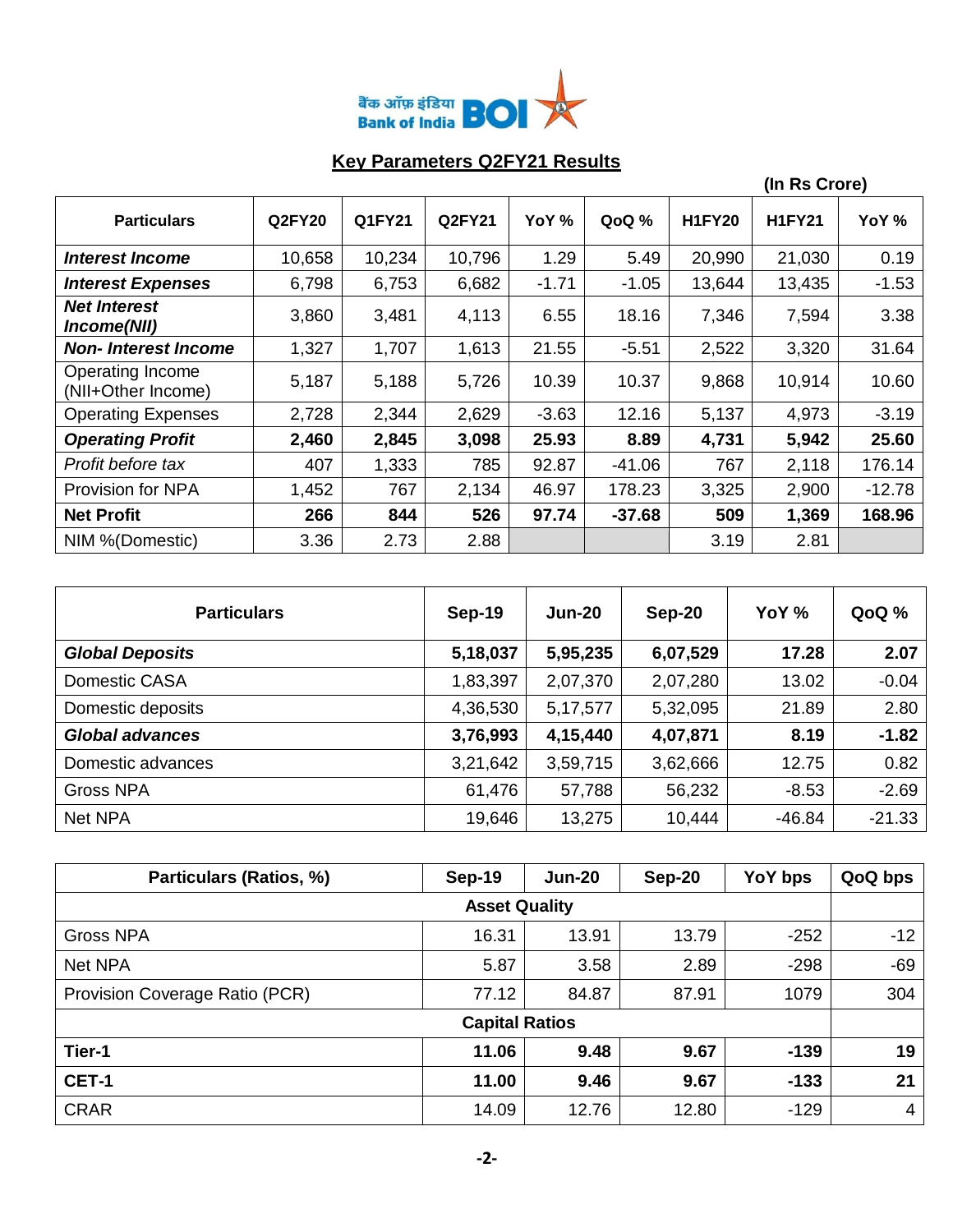बैंक ऑफ़ इंडिया Bank of India BOI

## Key Parameters Q2FY21 Results

**(In Rs Crore)**

| Particulars | Q2FY20 | Q1FY21 | Q2FY21 | YoY % | QoQ % | H1FY20 | H1FY21 | YoY % |
|---|---|---|---|---|---|---|---|---|
| ***Interest Income*** | 10,658 | 10,234 | 10,796 | 1.29 | 5.49 | 20,990 | 21,030 | 0.19 |
| ***Interest Expenses*** | 6,798 | 6,753 | 6,682 | -1.71 | -1.05 | 13,644 | 13,435 | -1.53 |
| ***Net Interest Income(NII)*** | 3,860 | 3,481 | 4,113 | 6.55 | 18.16 | 7,346 | 7,594 | 3.38 |
| ***Non- Interest Income*** | 1,327 | 1,707 | 1,613 | 21.55 | -5.51 | 2,522 | 3,320 | 31.64 |
| Operating Income (NII+Other Income) | 5,187 | 5,188 | 5,726 | 10.39 | 10.37 | 9,868 | 10,914 | 10.60 |
| Operating Expenses | 2,728 | 2,344 | 2,629 | -3.63 | 12.16 | 5,137 | 4,973 | -3.19 |
| ***Operating Profit*** | **2,460** | **2,845** | **3,098** | **25.93** | **8.89** | **4,731** | **5,942** | **25.60** |
| *Profit before tax* | 407 | 1,333 | 785 | 92.87 | -41.06 | 767 | 2,118 | 176.14 |
| Provision for NPA | 1,452 | 767 | 2,134 | 46.97 | 178.23 | 3,325 | 2,900 | -12.78 |
| **Net Profit** | **266** | **844** | **526** | **97.74** | **-37.68** | **509** | **1,369** | **168.96** |
| NIM %(Domestic) | 3.36 | 2.73 | 2.88 | | | 3.19 | 2.81 | |

| Particulars | Sep-19 | Jun-20 | Sep-20 | YoY % | QoQ % |
|---|---|---|---|---|---|
| ***Global Deposits*** | **5,18,037** | **5,95,235** | **6,07,529** | **17.28** | **2.07** |
| Domestic CASA | 1,83,397 | 2,07,370 | 2,07,280 | 13.02 | -0.04 |
| Domestic deposits | 4,36,530 | 5,17,577 | 5,32,095 | 21.89 | 2.80 |
| ***Global advances*** | **3,76,993** | **4,15,440** | **4,07,871** | **8.19** | **-1.82** |
| Domestic advances | 3,21,642 | 3,59,715 | 3,62,666 | 12.75 | 0.82 |
| Gross NPA | 61,476 | 57,788 | 56,232 | -8.53 | -2.69 |
| Net NPA | 19,646 | 13,275 | 10,444 | -46.84 | -21.33 |

| Particulars (Ratios, %) | Sep-19 | Jun-20 | Sep-20 | YoY bps | QoQ bps |
|---|---|---|---|---|---|
| **Asset Quality** | | | | | |
| Gross NPA | 16.31 | 13.91 | 13.79 | -252 | -12 |
| Net NPA | 5.87 | 3.58 | 2.89 | -298 | -69 |
| Provision Coverage Ratio (PCR) | 77.12 | 84.87 | 87.91 | 1079 | 304 |
| **Capital Ratios** | | | | | |
| **Tier-1** | **11.06** | **9.48** | **9.67** | **-139** | **19** |
| **CET-1** | **11.00** | **9.46** | **9.67** | **-133** | **21** |
| CRAR | 14.09 | 12.76 | 12.80 | -129 | 4 |